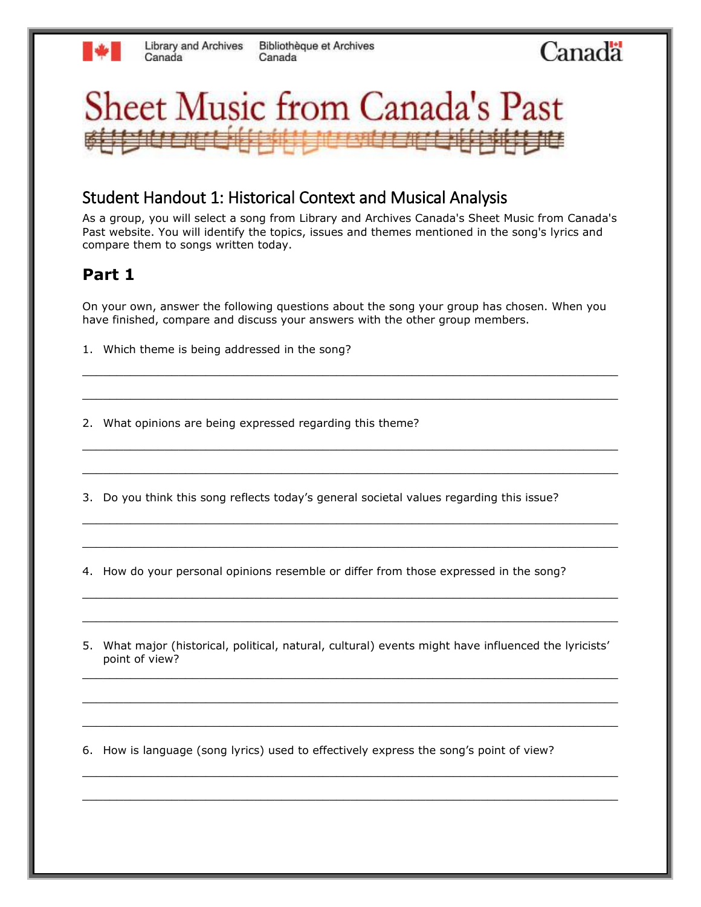Library and Archives Canada | Bibliothèque et Archives Canada

Canada

# Sheet Music from Canada's Past

## Student Handout 1: Historical Context and Musical Analysis

As a group, you will select a song from Library and Archives Canada's Sheet Music from Canada's Past website. You will identify the topics, issues and themes mentioned in the song's lyrics and compare them to songs written today.

## Part 1

On your own, answer the following questions about the song your group has chosen. When you have finished, compare and discuss your answers with the other group members.

1. Which theme is being addressed in the song?

_______________________________________________________________________________

_______________________________________________________________________________

2. What opinions are being expressed regarding this theme?

_______________________________________________________________________________

_______________________________________________________________________________

3. Do you think this song reflects today's general societal values regarding this issue?

_______________________________________________________________________________

_______________________________________________________________________________

4. How do your personal opinions resemble or differ from those expressed in the song?

_______________________________________________________________________________

_______________________________________________________________________________

5. What major (historical, political, natural, cultural) events might have influenced the lyricists' point of view?

_______________________________________________________________________________

_______________________________________________________________________________

_______________________________________________________________________________

6. How is language (song lyrics) used to effectively express the song's point of view?

_______________________________________________________________________________

_______________________________________________________________________________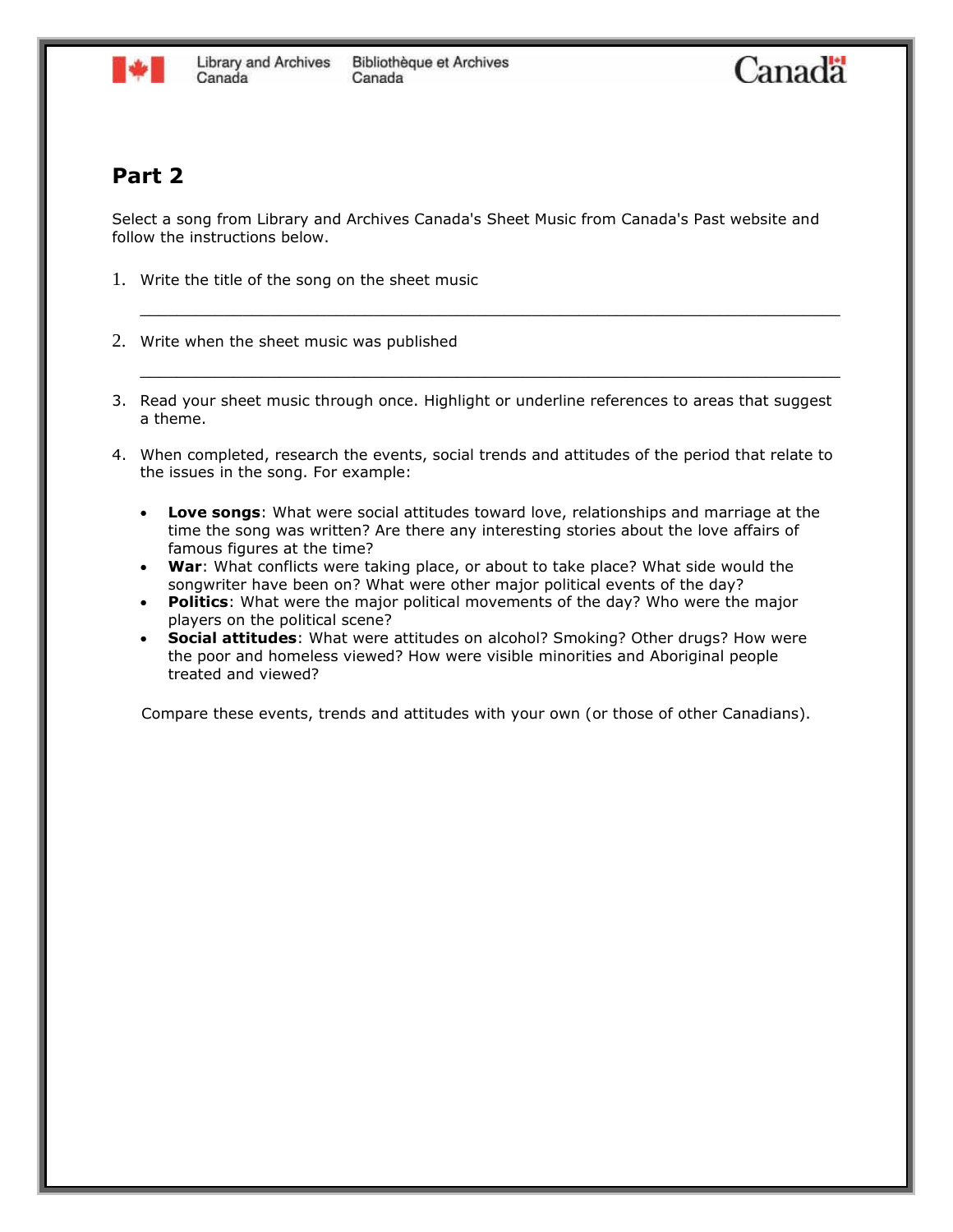## Part 2

Select a song from Library and Archives Canada's Sheet Music from Canada's Past website and follow the instructions below.

1. Write the title of the song on the sheet music

   ___________________________________________________________________________

2. Write when the sheet music was published

   ___________________________________________________________________________

3. Read your sheet music through once. Highlight or underline references to areas that suggest a theme.

4. When completed, research the events, social trends and attitudes of the period that relate to the issues in the song. For example:

   - **Love songs**: What were social attitudes toward love, relationships and marriage at the time the song was written? Are there any interesting stories about the love affairs of famous figures at the time?
   - **War**: What conflicts were taking place, or about to take place? What side would the songwriter have been on? What were other major political events of the day?
   - **Politics**: What were the major political movements of the day? Who were the major players on the political scene?
   - **Social attitudes**: What were attitudes on alcohol? Smoking? Other drugs? How were the poor and homeless viewed? How were visible minorities and Aboriginal people treated and viewed?

   Compare these events, trends and attitudes with your own (or those of other Canadians).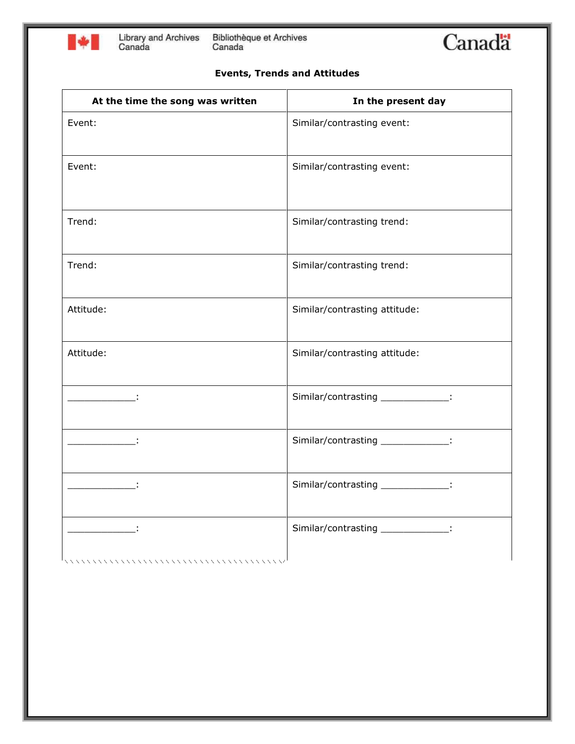## Events, Trends and Attitudes

| At the time the song was written | In the present day |
|---|---|
| Event: | Similar/contrasting event: |
| Event: | Similar/contrasting event: |
| Trend: | Similar/contrasting trend: |
| Trend: | Similar/contrasting trend: |
| Attitude: | Similar/contrasting attitude: |
| Attitude: | Similar/contrasting attitude: |
| ____________: | Similar/contrasting ____________: |
| ____________: | Similar/contrasting ____________: |
| ____________: | Similar/contrasting ____________: |
| ____________: | Similar/contrasting ____________: |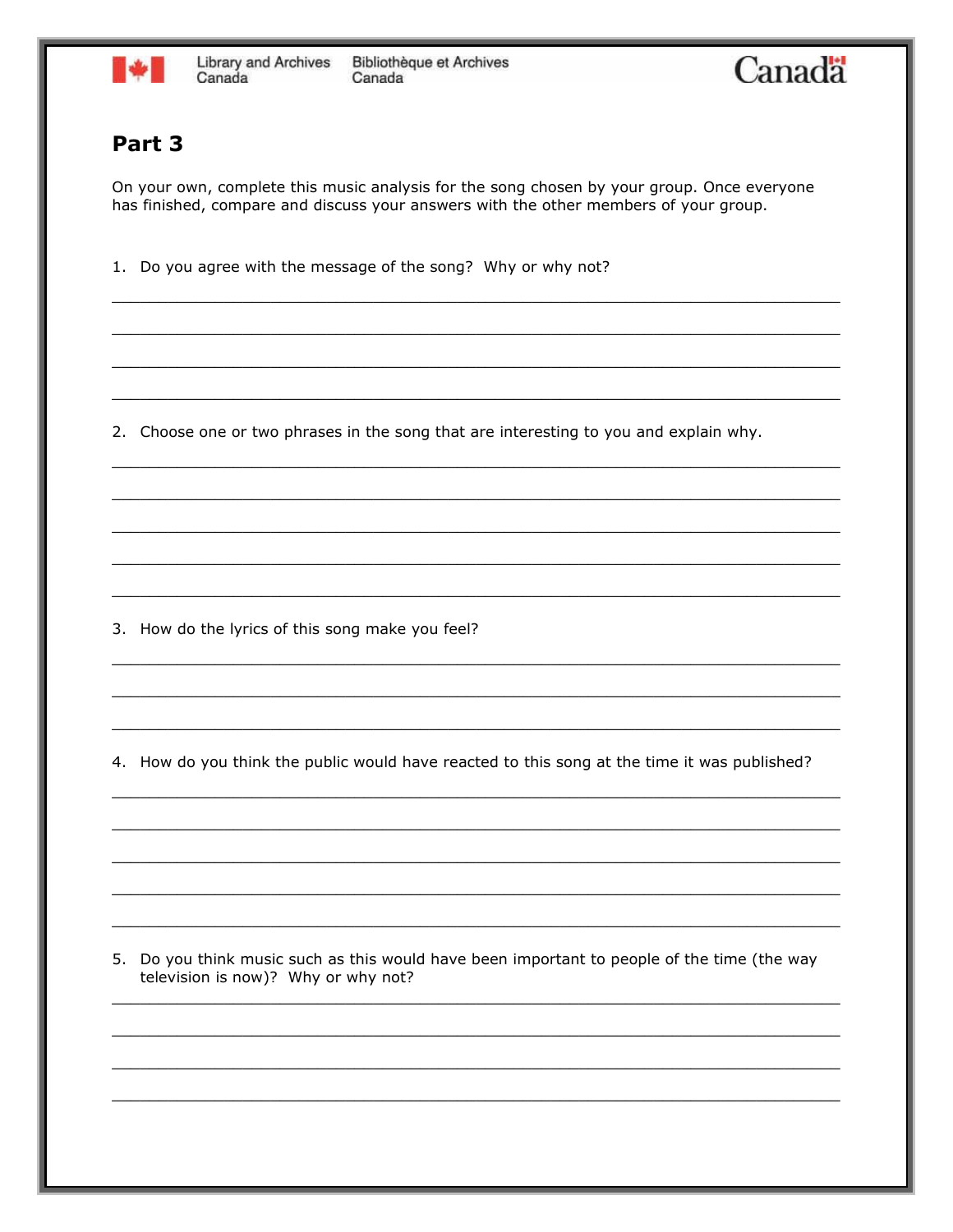## Part 3

On your own, complete this music analysis for the song chosen by your group. Once everyone has finished, compare and discuss your answers with the other members of your group.

1. Do you agree with the message of the song? Why or why not?

________________________________________________________________________

________________________________________________________________________

________________________________________________________________________

________________________________________________________________________

2. Choose one or two phrases in the song that are interesting to you and explain why.

________________________________________________________________________

________________________________________________________________________

________________________________________________________________________

________________________________________________________________________

________________________________________________________________________

3. How do the lyrics of this song make you feel?

________________________________________________________________________

________________________________________________________________________

________________________________________________________________________

4. How do you think the public would have reacted to this song at the time it was published?

________________________________________________________________________

________________________________________________________________________

________________________________________________________________________

________________________________________________________________________

________________________________________________________________________

5. Do you think music such as this would have been important to people of the time (the way television is now)? Why or why not?

________________________________________________________________________

________________________________________________________________________

________________________________________________________________________

________________________________________________________________________